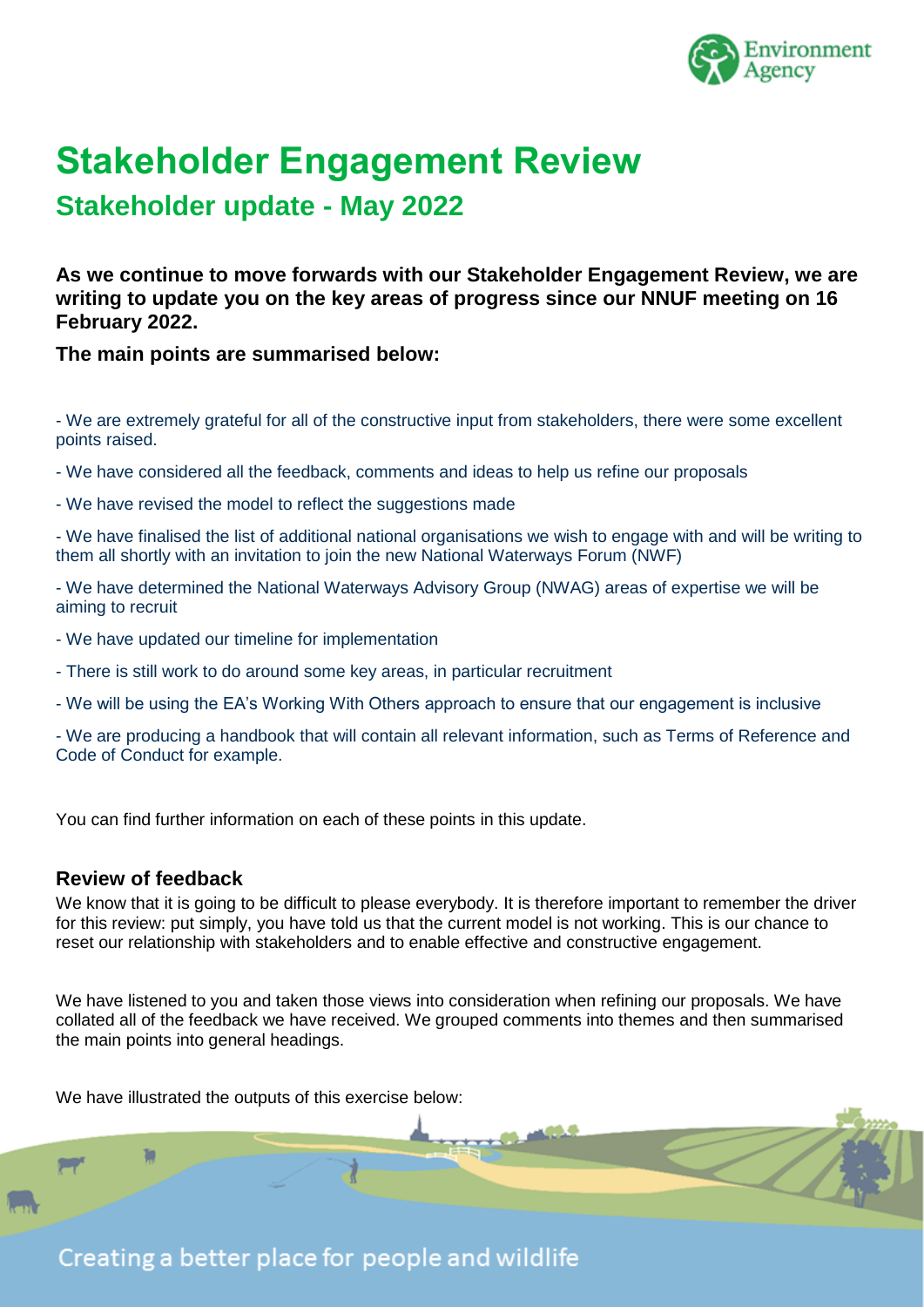# Stakeholder Engagement Review

## Stakeholder update - May 2022

**As we continue to move forwards with our Stakeholder Engagement Review, we are writing to update you on the key areas of progress since our NNUF meeting on 16 February 2022.**

**The main points are summarised below:**

- We are extremely grateful for all of the constructive input from stakeholders, there were some excellent points raised.
- We have considered all the feedback, comments and ideas to help us refine our proposals
- We have revised the model to reflect the suggestions made
- We have finalised the list of additional national organisations we wish to engage with and will be writing to them all shortly with an invitation to join the new National Waterways Forum (NWF)
- We have determined the National Waterways Advisory Group (NWAG) areas of expertise we will be aiming to recruit
- We have updated our timeline for implementation
- There is still work to do around some key areas, in particular recruitment
- We will be using the EA's Working With Others approach to ensure that our engagement is inclusive
- We are producing a handbook that will contain all relevant information, such as Terms of Reference and Code of Conduct for example.

You can find further information on each of these points in this update.

### Review of feedback

We know that it is going to be difficult to please everybody. It is therefore important to remember the driver for this review: put simply, you have told us that the current model is not working. This is our chance to reset our relationship with stakeholders and to enable effective and constructive engagement.

We have listened to you and taken those views into consideration when refining our proposals. We have collated all of the feedback we have received. We grouped comments into themes and then summarised the main points into general headings.

We have illustrated the outputs of this exercise below: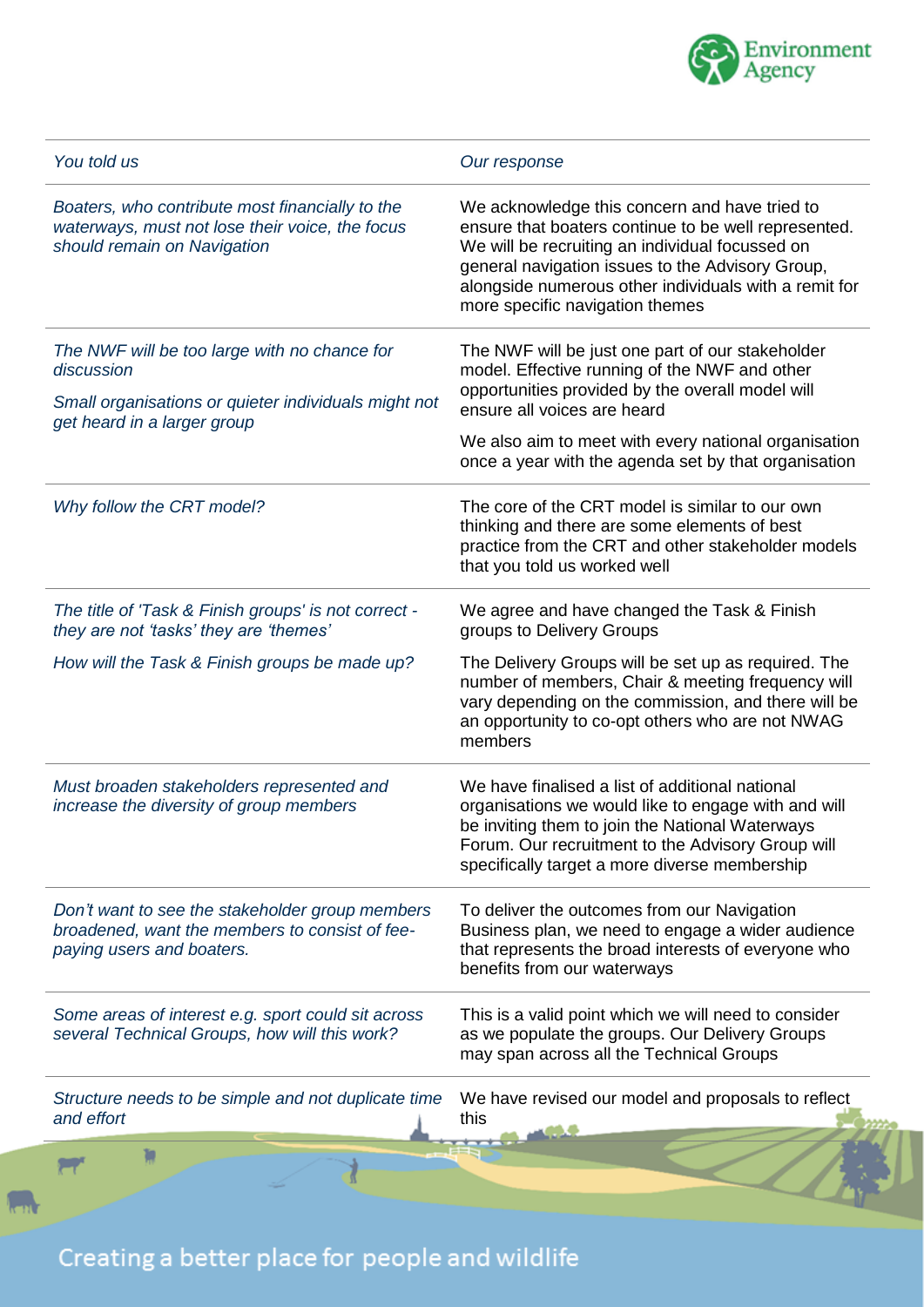| *You told us* | *Our response* |
|---|---|
| *Boaters, who contribute most financially to the waterways, must not lose their voice, the focus should remain on Navigation* | We acknowledge this concern and have tried to ensure that boaters continue to be well represented. We will be recruiting an individual focussed on general navigation issues to the Advisory Group, alongside numerous other individuals with a remit for more specific navigation themes |
| *The NWF will be too large with no chance for discussion*<br><br>*Small organisations or quieter individuals might not get heard in a larger group* | The NWF will be just one part of our stakeholder model. Effective running of the NWF and other opportunities provided by the overall model will ensure all voices are heard<br><br>We also aim to meet with every national organisation once a year with the agenda set by that organisation |
| *Why follow the CRT model?* | The core of the CRT model is similar to our own thinking and there are some elements of best practice from the CRT and other stakeholder models that you told us worked well |
| *The title of 'Task & Finish groups' is not correct - they are not 'tasks' they are 'themes'*<br><br>*How will the Task & Finish groups be made up?* | We agree and have changed the Task & Finish groups to Delivery Groups<br><br>The Delivery Groups will be set up as required. The number of members, Chair & meeting frequency will vary depending on the commission, and there will be an opportunity to co-opt others who are not NWAG members |
| *Must broaden stakeholders represented and increase the diversity of group members* | We have finalised a list of additional national organisations we would like to engage with and will be inviting them to join the National Waterways Forum. Our recruitment to the Advisory Group will specifically target a more diverse membership |
| *Don't want to see the stakeholder group members broadened, want the members to consist of fee-paying users and boaters.* | To deliver the outcomes from our Navigation Business plan, we need to engage a wider audience that represents the broad interests of everyone who benefits from our waterways |
| *Some areas of interest e.g. sport could sit across several Technical Groups, how will this work?* | This is a valid point which we will need to consider as we populate the groups. Our Delivery Groups may span across all the Technical Groups |
| *Structure needs to be simple and not duplicate time and effort* | We have revised our model and proposals to reflect this |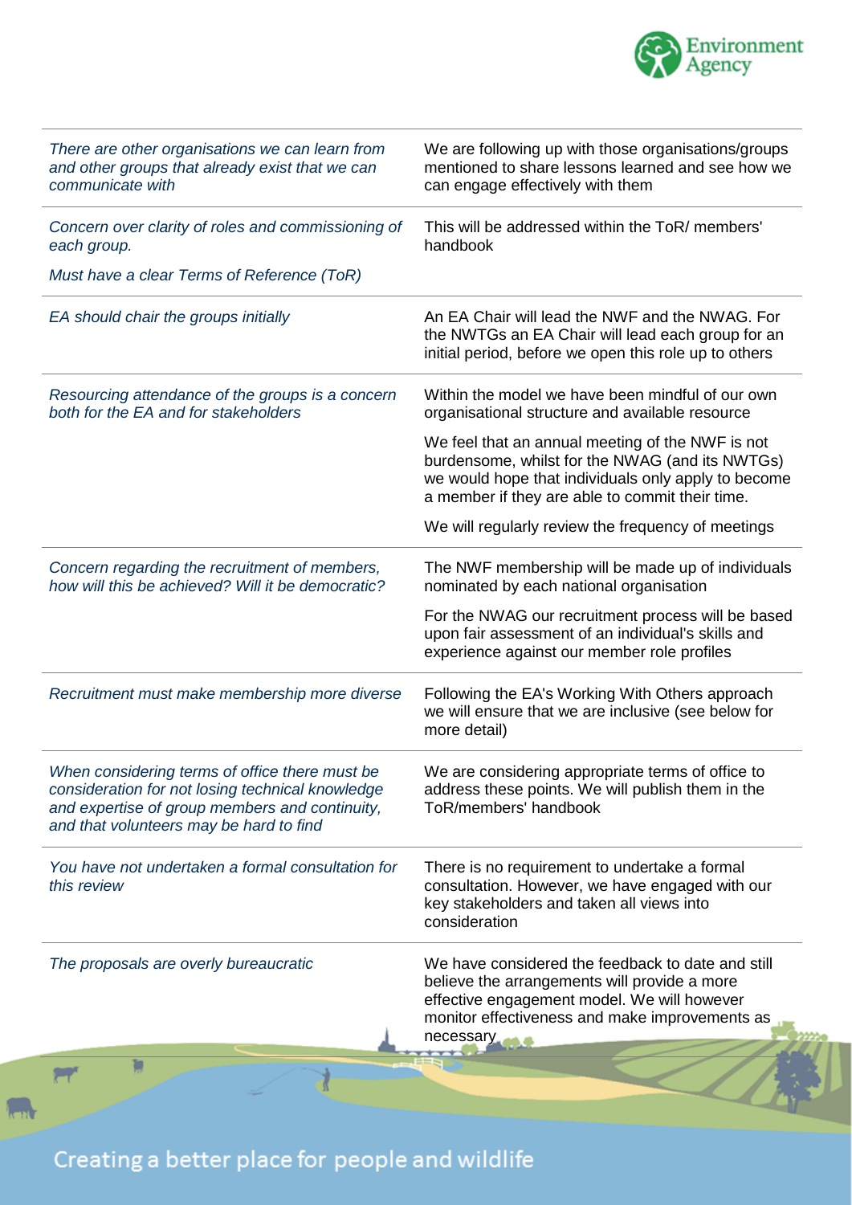| | |
|---|---|
| *There are other organisations we can learn from and other groups that already exist that we can communicate with* | We are following up with those organisations/groups mentioned to share lessons learned and see how we can engage effectively with them |
| *Concern over clarity of roles and commissioning of each group.*<br><br>*Must have a clear Terms of Reference (ToR)* | This will be addressed within the ToR/ members' handbook |
| *EA should chair the groups initially* | An EA Chair will lead the NWF and the NWAG. For the NWTGs an EA Chair will lead each group for an initial period, before we open this role up to others |
| *Resourcing attendance of the groups is a concern both for the EA and for stakeholders* | Within the model we have been mindful of our own organisational structure and available resource<br><br>We feel that an annual meeting of the NWF is not burdensome, whilst for the NWAG (and its NWTGs) we would hope that individuals only apply to become a member if they are able to commit their time.<br><br>We will regularly review the frequency of meetings |
| *Concern regarding the recruitment of members, how will this be achieved? Will it be democratic?* | The NWF membership will be made up of individuals nominated by each national organisation<br><br>For the NWAG our recruitment process will be based upon fair assessment of an individual's skills and experience against our member role profiles |
| *Recruitment must make membership more diverse* | Following the EA's Working With Others approach we will ensure that we are inclusive (see below for more detail) |
| *When considering terms of office there must be consideration for not losing technical knowledge and expertise of group members and continuity, and that volunteers may be hard to find* | We are considering appropriate terms of office to address these points. We will publish them in the ToR/members' handbook |
| *You have not undertaken a formal consultation for this review* | There is no requirement to undertake a formal consultation. However, we have engaged with our key stakeholders and taken all views into consideration |
| *The proposals are overly bureaucratic* | We have considered the feedback to date and still believe the arrangements will provide a more effective engagement model. We will however monitor effectiveness and make improvements as necessary |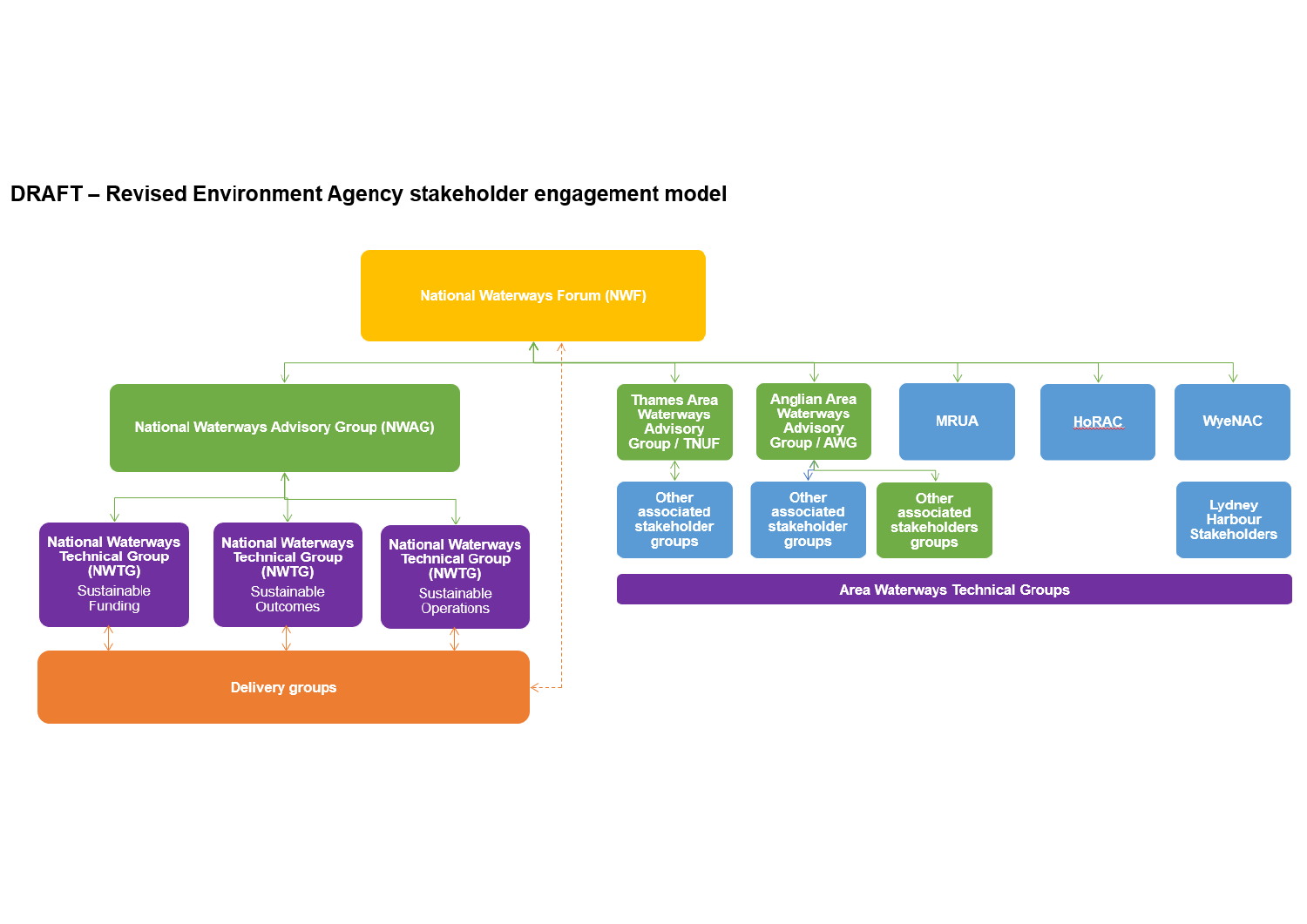## DRAFT – Revised Environment Agency stakeholder engagement model

National Waterways Forum (NWF)

National Waterways Advisory Group (NWAG)

**National Waterways Technical Group (NWTG)**
Sustainable Funding

**National Waterways Technical Group (NWTG)**
Sustainable Outcomes

**National Waterways Technical Group (NWTG)**
Sustainable Operations

Delivery groups

Thames Area Waterways Advisory Group / TNUF

Anglian Area Waterways Advisory Group / AWG

MRUA

HoRAC

WyeNAC

Other associated stakeholder groups

Other associated stakeholder groups

Other associated stakeholders groups

Lydney Harbour Stakeholders

Area Waterways Technical Groups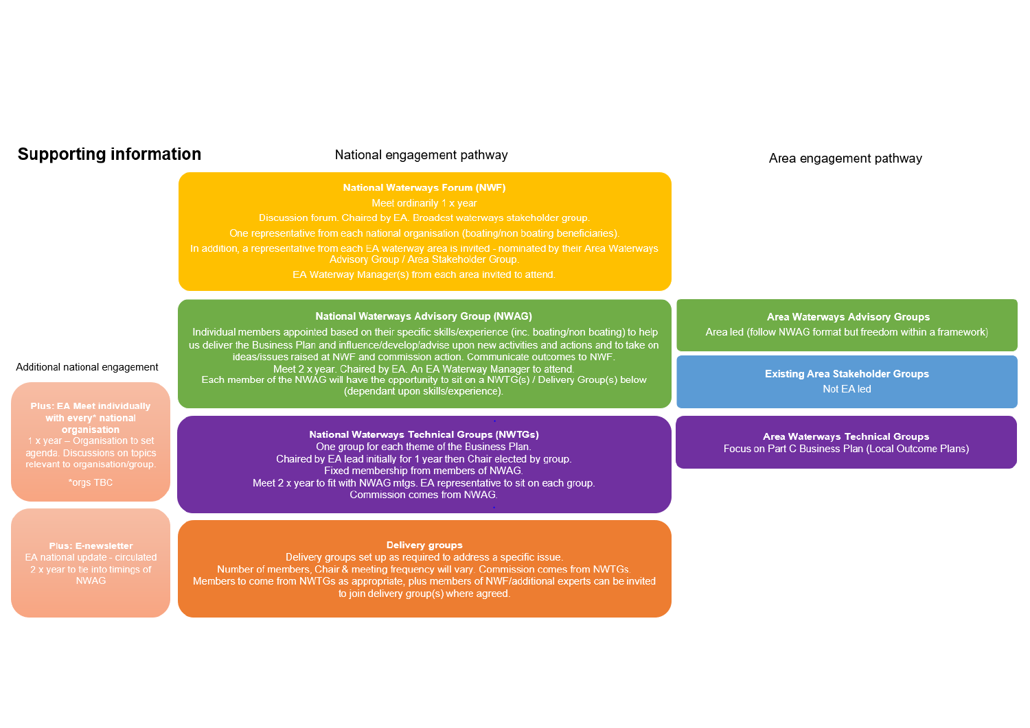## Supporting information

### National engagement pathway

**National Waterways Forum (NWF)**

Meet ordinarily 1 x year

Discussion forum. Chaired by EA. Broadest waterways stakeholder group.

One representative from each national organisation (boating/non boating beneficiaries).

In addition, a representative from each EA waterway area is invited - nominated by their Area Waterways Advisory Group / Area Stakeholder Group.

EA Waterway Manager(s) from each area invited to attend.

**National Waterways Advisory Group (NWAG)**

Individual members appointed based on their specific skills/experience (inc. boating/non boating) to help us deliver the Business Plan and influence/develop/advise upon new activities and actions and to take on ideas/issues raised at NWF and commission action. Communicate outcomes to NWF.

Meet 2 x year. Chaired by EA. An EA Waterway Manager to attend.

Each member of the NWAG will have the opportunity to sit on a NWTG(s) / Delivery Group(s) below (dependant upon skills/experience).

**National Waterways Technical Groups (NWTGs)**

One group for each theme of the Business Plan.

Chaired by EA lead initially for 1 year then Chair elected by group.

Fixed membership from members of NWAG.

Meet 2 x year to fit with NWAG mtgs. EA representative to sit on each group.

Commission comes from NWAG.

**Delivery groups**

Delivery groups set up as required to address a specific issue.

Number of members, Chair & meeting frequency will vary. Commission comes from NWTGs.

Members to come from NWTGs as appropriate, plus members of NWF/additional experts can be invited to join delivery group(s) where agreed.

### Area engagement pathway

**Area Waterways Advisory Groups**

Area led (follow NWAG format but freedom within a framework)

**Existing Area Stakeholder Groups**

Not EA led

**Area Waterways Technical Groups**

Focus on Part C Business Plan (Local Outcome Plans)

### Additional national engagement

**Plus: EA Meet individually with every* national organisation**

1 x year – Organisation to set agenda. Discussions on topics relevant to organisation/group.

*orgs TBC

**Plus: E-newsletter**

EA national update - circulated 2 x year to tie into timings of NWAG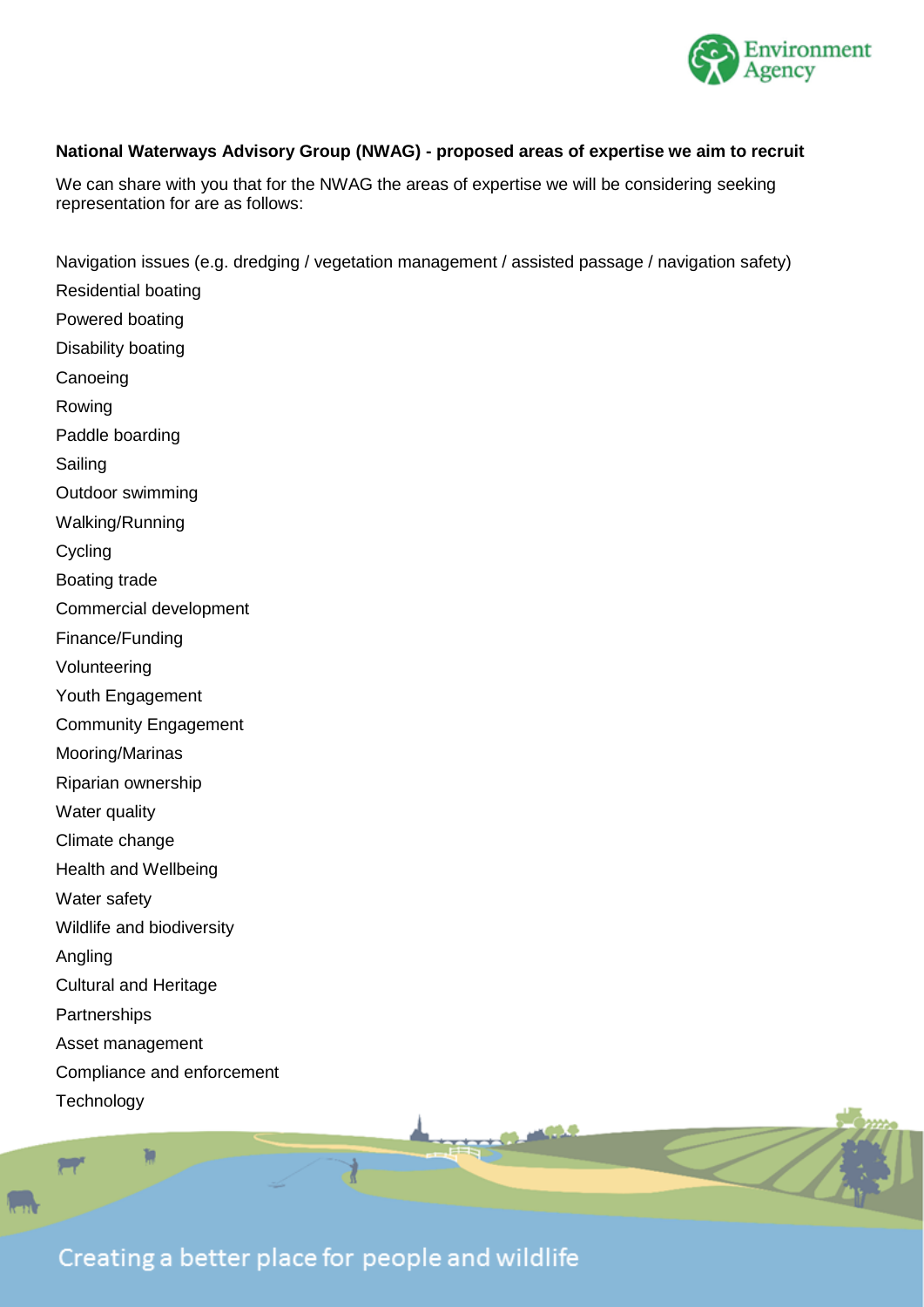**National Waterways Advisory Group (NWAG) - proposed areas of expertise we aim to recruit**

We can share with you that for the NWAG the areas of expertise we will be considering seeking representation for are as follows:

Navigation issues (e.g. dredging / vegetation management / assisted passage / navigation safety)

Residential boating

Powered boating

Disability boating

Canoeing

Rowing

Paddle boarding

Sailing

Outdoor swimming

Walking/Running

Cycling

Boating trade

Commercial development

Finance/Funding

Volunteering

Youth Engagement

Community Engagement

Mooring/Marinas

Riparian ownership

Water quality

Climate change

Health and Wellbeing

Water safety

Wildlife and biodiversity

Angling

Cultural and Heritage

Partnerships

Asset management

Compliance and enforcement

Technology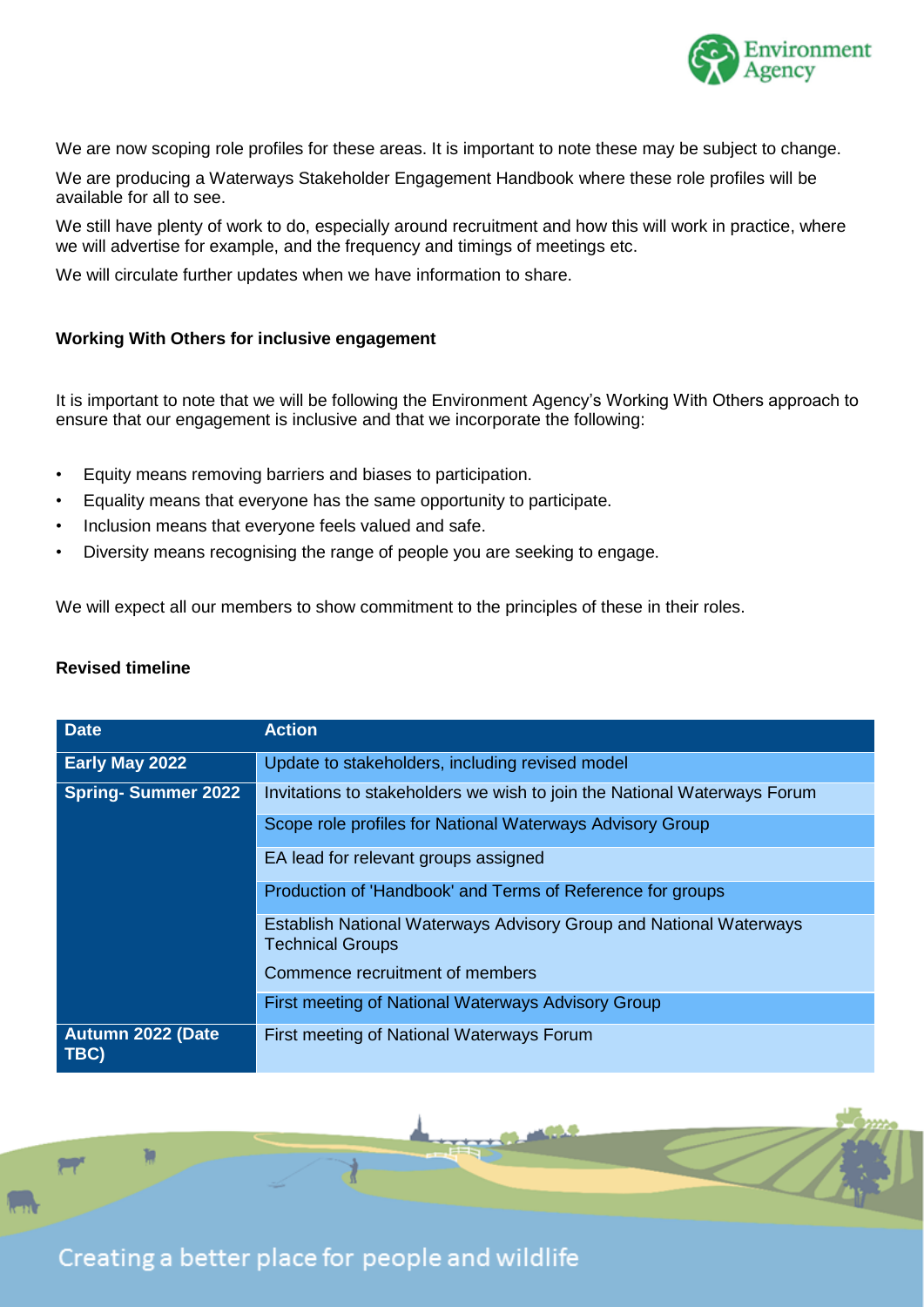We are now scoping role profiles for these areas. It is important to note these may be subject to change.

We are producing a Waterways Stakeholder Engagement Handbook where these role profiles will be available for all to see.

We still have plenty of work to do, especially around recruitment and how this will work in practice, where we will advertise for example, and the frequency and timings of meetings etc.

We will circulate further updates when we have information to share.

**Working With Others for inclusive engagement**

It is important to note that we will be following the Environment Agency's Working With Others approach to ensure that our engagement is inclusive and that we incorporate the following:

- Equity means removing barriers and biases to participation.
- Equality means that everyone has the same opportunity to participate.
- Inclusion means that everyone feels valued and safe.
- Diversity means recognising the range of people you are seeking to engage.

We will expect all our members to show commitment to the principles of these in their roles.

**Revised timeline**

| Date | Action |
|---|---|
| Early May 2022 | Update to stakeholders, including revised model |
| Spring- Summer 2022 | Invitations to stakeholders we wish to join the National Waterways Forum |
| | Scope role profiles for National Waterways Advisory Group |
| | EA lead for relevant groups assigned |
| | Production of 'Handbook' and Terms of Reference for groups |
| | Establish National Waterways Advisory Group and National Waterways Technical Groups |
| | Commence recruitment of members |
| | First meeting of National Waterways Advisory Group |
| Autumn 2022 (Date TBC) | First meeting of National Waterways Forum |